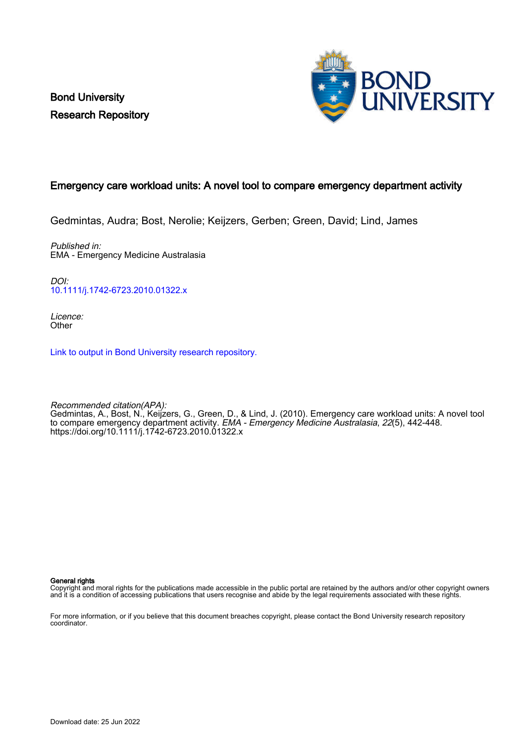Bond University
Research Repository

# Emergency care workload units: A novel tool to compare emergency department activity

Gedmintas, Audra; Bost, Nerolie; Keijzers, Gerben; Green, David; Lind, James

*Published in:*
EMA - Emergency Medicine Australasia

*DOI:*
10.1111/j.1742-6723.2010.01322.x

*Licence:*
Other

Link to output in Bond University research repository.

*Recommended citation(APA):*
Gedmintas, A., Bost, N., Keijzers, G., Green, D., & Lind, J. (2010). Emergency care workload units: A novel tool to compare emergency department activity. *EMA - Emergency Medicine Australasia*, *22*(5), 442-448. https://doi.org/10.1111/j.1742-6723.2010.01322.x

**General rights**
Copyright and moral rights for the publications made accessible in the public portal are retained by the authors and/or other copyright owners and it is a condition of accessing publications that users recognise and abide by the legal requirements associated with these rights.

For more information, or if you believe that this document breaches copyright, please contact the Bond University research repository coordinator.

Download date: 25 Jun 2022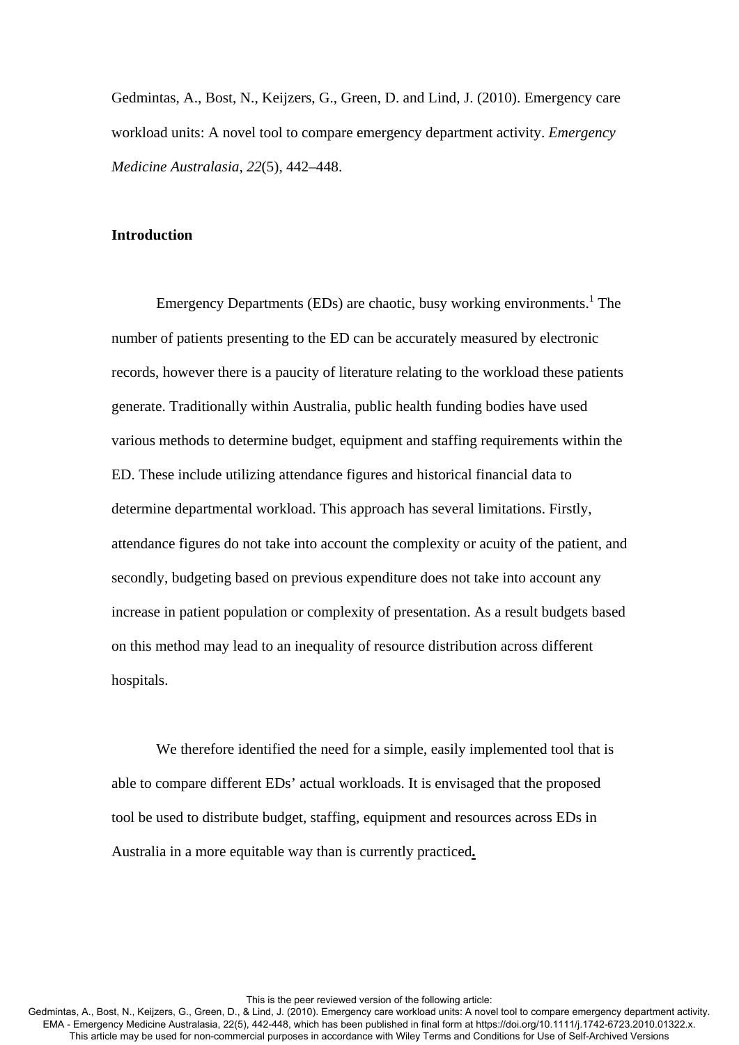Gedmintas, A., Bost, N., Keijzers, G., Green, D. and Lind, J. (2010). Emergency care workload units: A novel tool to compare emergency department activity. *Emergency Medicine Australasia, 22*(5), 442–448.

## Introduction

Emergency Departments (EDs) are chaotic, busy working environments.[1] The number of patients presenting to the ED can be accurately measured by electronic records, however there is a paucity of literature relating to the workload these patients generate. Traditionally within Australia, public health funding bodies have used various methods to determine budget, equipment and staffing requirements within the ED. These include utilizing attendance figures and historical financial data to determine departmental workload. This approach has several limitations. Firstly, attendance figures do not take into account the complexity or acuity of the patient, and secondly, budgeting based on previous expenditure does not take into account any increase in patient population or complexity of presentation. As a result budgets based on this method may lead to an inequality of resource distribution across different hospitals.

We therefore identified the need for a simple, easily implemented tool that is able to compare different EDs' actual workloads. It is envisaged that the proposed tool be used to distribute budget, staffing, equipment and resources across EDs in Australia in a more equitable way than is currently practiced**.**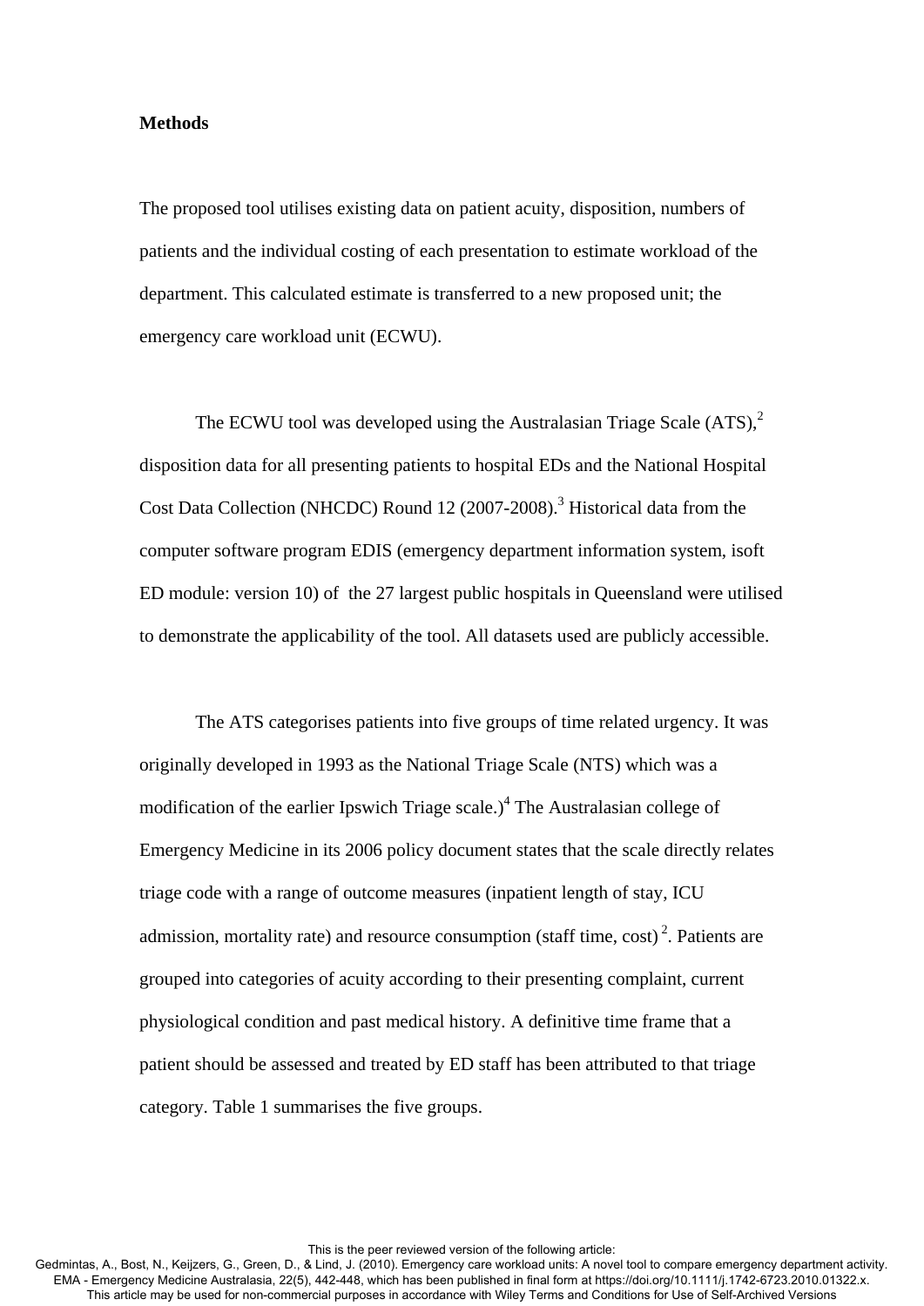**Methods**

The proposed tool utilises existing data on patient acuity, disposition, numbers of patients and the individual costing of each presentation to estimate workload of the department. This calculated estimate is transferred to a new proposed unit; the emergency care workload unit (ECWU).

The ECWU tool was developed using the Australasian Triage Scale (ATS),[2] disposition data for all presenting patients to hospital EDs and the National Hospital Cost Data Collection (NHCDC) Round 12 (2007-2008).[3] Historical data from the computer software program EDIS (emergency department information system, isoft ED module: version 10) of the 27 largest public hospitals in Queensland were utilised to demonstrate the applicability of the tool. All datasets used are publicly accessible.

The ATS categorises patients into five groups of time related urgency. It was originally developed in 1993 as the National Triage Scale (NTS) which was a modification of the earlier Ipswich Triage scale.)[4] The Australasian college of Emergency Medicine in its 2006 policy document states that the scale directly relates triage code with a range of outcome measures (inpatient length of stay, ICU admission, mortality rate) and resource consumption (staff time, cost) [2]. Patients are grouped into categories of acuity according to their presenting complaint, current physiological condition and past medical history. A definitive time frame that a patient should be assessed and treated by ED staff has been attributed to that triage category. Table 1 summarises the five groups.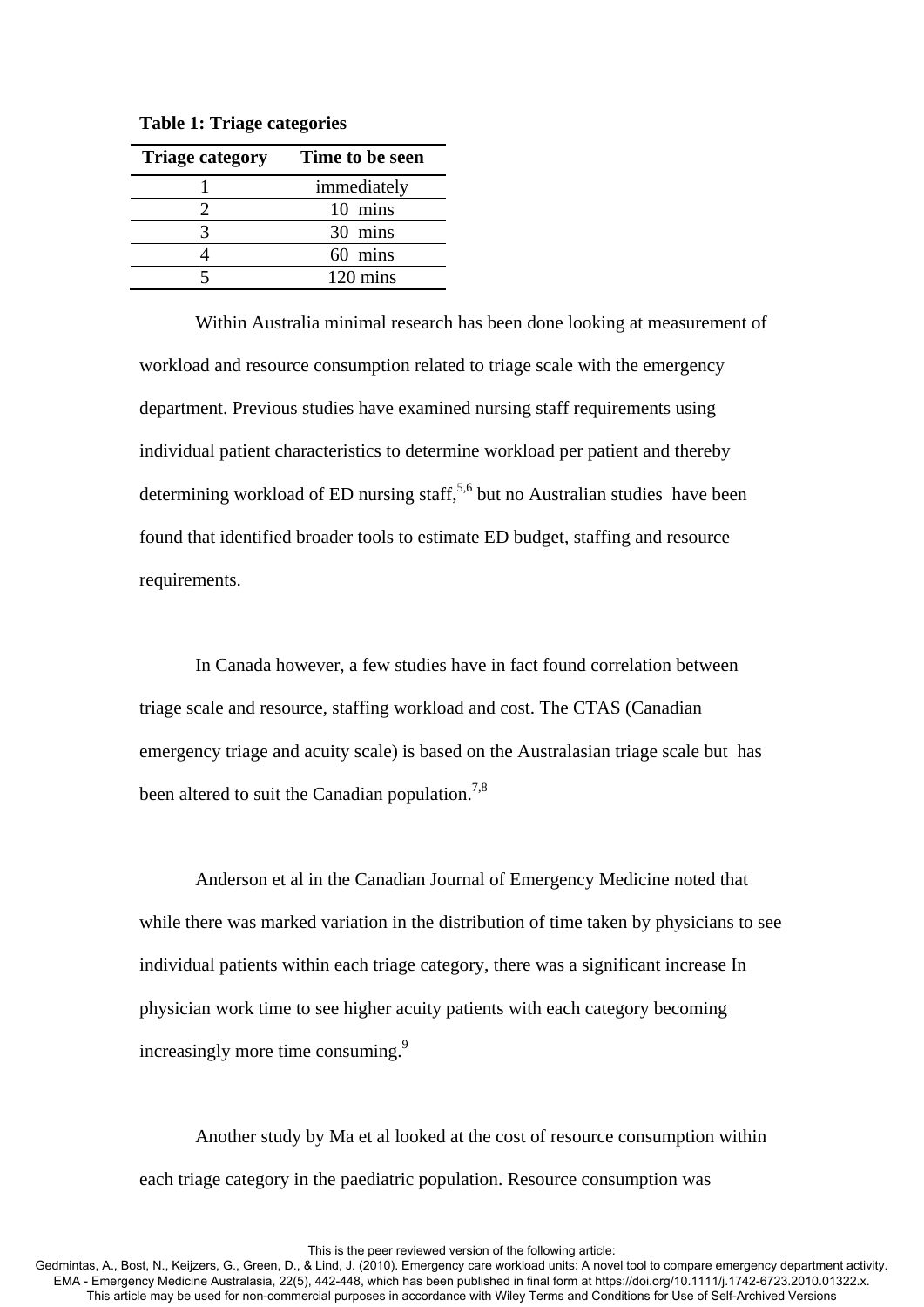**Table 1: Triage categories**

| Triage category | Time to be seen |
| --- | --- |
| 1 | immediately |
| 2 | 10 mins |
| 3 | 30 mins |
| 4 | 60 mins |
| 5 | 120 mins |

Within Australia minimal research has been done looking at measurement of workload and resource consumption related to triage scale with the emergency department. Previous studies have examined nursing staff requirements using individual patient characteristics to determine workload per patient and thereby determining workload of ED nursing staff,[5,6] but no Australian studies have been found that identified broader tools to estimate ED budget, staffing and resource requirements.

In Canada however, a few studies have in fact found correlation between triage scale and resource, staffing workload and cost. The CTAS (Canadian emergency triage and acuity scale) is based on the Australasian triage scale but has been altered to suit the Canadian population.[7,8]

Anderson et al in the Canadian Journal of Emergency Medicine noted that while there was marked variation in the distribution of time taken by physicians to see individual patients within each triage category, there was a significant increase In physician work time to see higher acuity patients with each category becoming increasingly more time consuming.[9]

Another study by Ma et al looked at the cost of resource consumption within each triage category in the paediatric population. Resource consumption was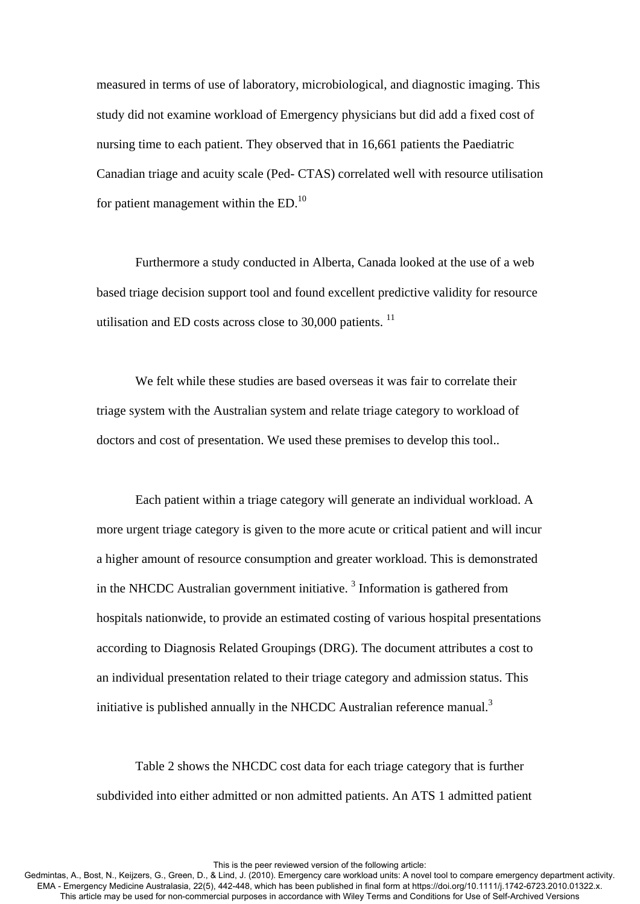measured in terms of use of laboratory, microbiological, and diagnostic imaging. This study did not examine workload of Emergency physicians but did add a fixed cost of nursing time to each patient. They observed that in 16,661 patients the Paediatric Canadian triage and acuity scale (Ped- CTAS) correlated well with resource utilisation for patient management within the ED.[10]

Furthermore a study conducted in Alberta, Canada looked at the use of a web based triage decision support tool and found excellent predictive validity for resource utilisation and ED costs across close to 30,000 patients. [11]

We felt while these studies are based overseas it was fair to correlate their triage system with the Australian system and relate triage category to workload of doctors and cost of presentation. We used these premises to develop this tool..

Each patient within a triage category will generate an individual workload. A more urgent triage category is given to the more acute or critical patient and will incur a higher amount of resource consumption and greater workload. This is demonstrated in the NHCDC Australian government initiative. [3] Information is gathered from hospitals nationwide, to provide an estimated costing of various hospital presentations according to Diagnosis Related Groupings (DRG). The document attributes a cost to an individual presentation related to their triage category and admission status. This initiative is published annually in the NHCDC Australian reference manual.[3]

Table 2 shows the NHCDC cost data for each triage category that is further subdivided into either admitted or non admitted patients. An ATS 1 admitted patient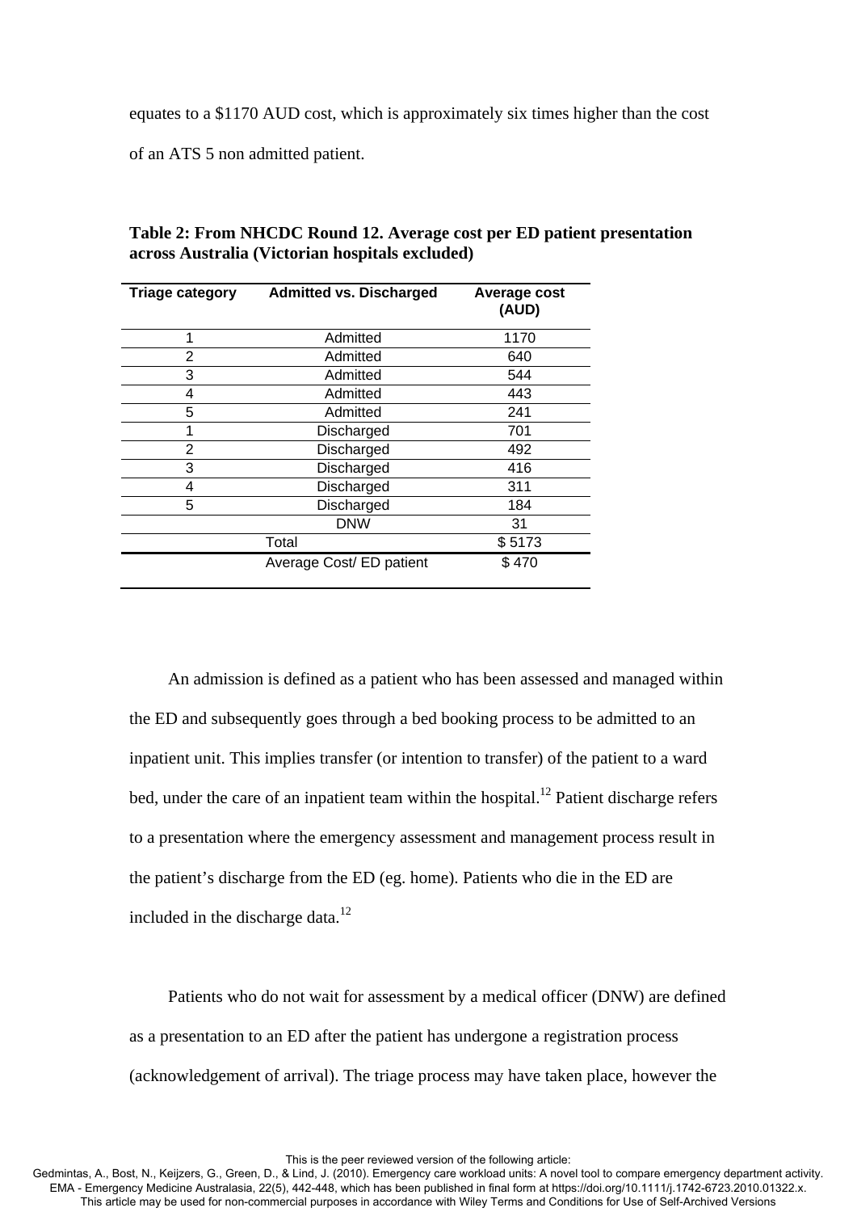equates to a $1170 AUD cost, which is approximately six times higher than the cost of an ATS 5 non admitted patient.

**Table 2: From NHCDC Round 12. Average cost per ED patient presentation across Australia (Victorian hospitals excluded)**

| Triage category | Admitted vs. Discharged | Average cost (AUD) |
|---|---|---|
| 1 | Admitted | 1170 |
| 2 | Admitted | 640 |
| 3 | Admitted | 544 |
| 4 | Admitted | 443 |
| 5 | Admitted | 241 |
| 1 | Discharged | 701 |
| 2 | Discharged | 492 |
| 3 | Discharged | 416 |
| 4 | Discharged | 311 |
| 5 | Discharged | 184 |
| | DNW | 31 |
| | Total | $ 5173 |
| | Average Cost/ ED patient | $ 470 |

An admission is defined as a patient who has been assessed and managed within the ED and subsequently goes through a bed booking process to be admitted to an inpatient unit. This implies transfer (or intention to transfer) of the patient to a ward bed, under the care of an inpatient team within the hospital.[12] Patient discharge refers to a presentation where the emergency assessment and management process result in the patient's discharge from the ED (eg. home). Patients who die in the ED are included in the discharge data.[12]

Patients who do not wait for assessment by a medical officer (DNW) are defined as a presentation to an ED after the patient has undergone a registration process (acknowledgement of arrival). The triage process may have taken place, however the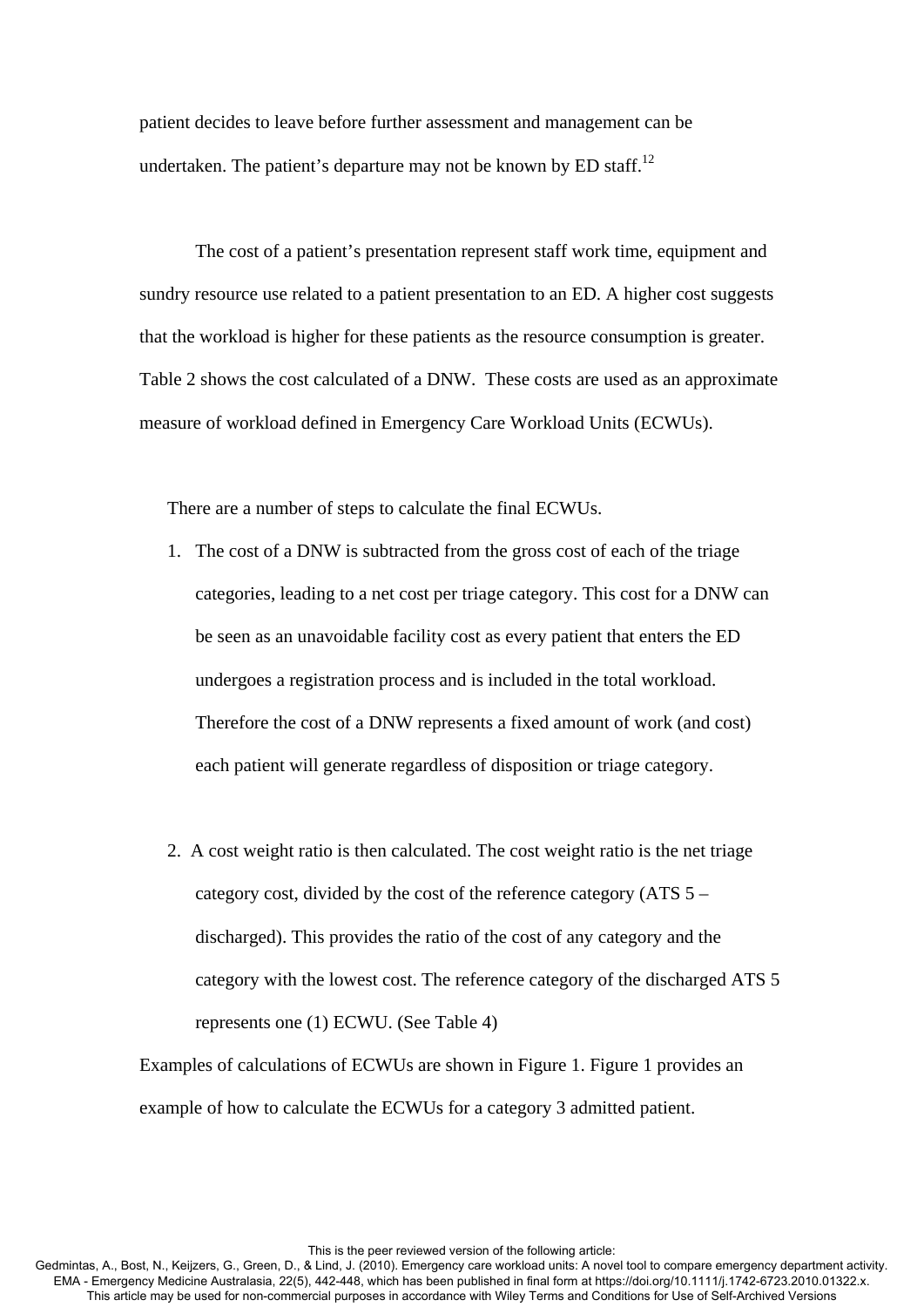patient decides to leave before further assessment and management can be undertaken. The patient's departure may not be known by ED staff.[12]

The cost of a patient's presentation represent staff work time, equipment and sundry resource use related to a patient presentation to an ED. A higher cost suggests that the workload is higher for these patients as the resource consumption is greater. Table 2 shows the cost calculated of a DNW. These costs are used as an approximate measure of workload defined in Emergency Care Workload Units (ECWUs).

There are a number of steps to calculate the final ECWUs.

1. The cost of a DNW is subtracted from the gross cost of each of the triage categories, leading to a net cost per triage category. This cost for a DNW can be seen as an unavoidable facility cost as every patient that enters the ED undergoes a registration process and is included in the total workload. Therefore the cost of a DNW represents a fixed amount of work (and cost) each patient will generate regardless of disposition or triage category.

2. A cost weight ratio is then calculated. The cost weight ratio is the net triage category cost, divided by the cost of the reference category (ATS 5 – discharged). This provides the ratio of the cost of any category and the category with the lowest cost. The reference category of the discharged ATS 5 represents one (1) ECWU. (See Table 4)

Examples of calculations of ECWUs are shown in Figure 1. Figure 1 provides an example of how to calculate the ECWUs for a category 3 admitted patient.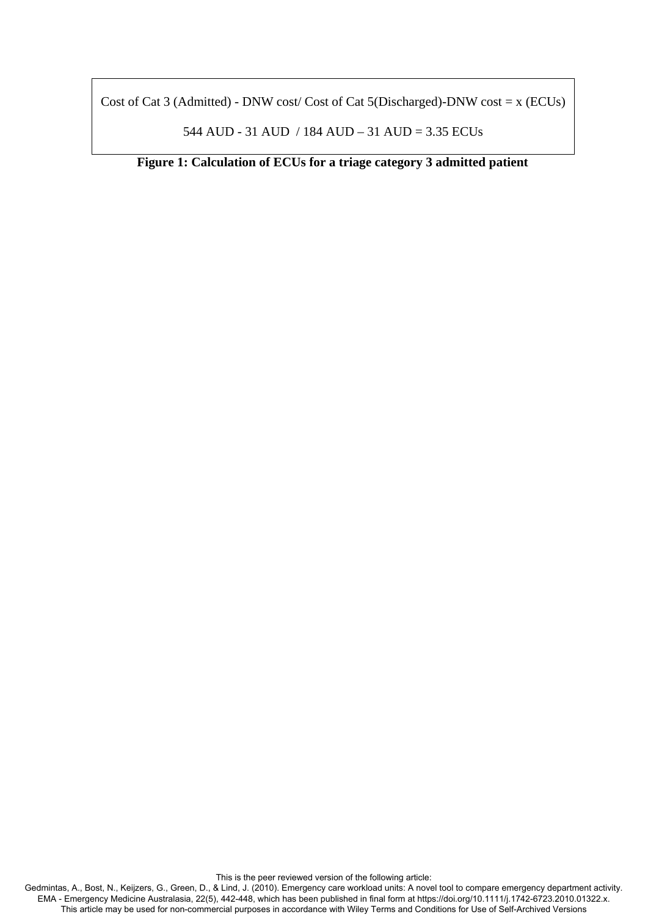Cost of Cat 3 (Admitted) - DNW cost/ Cost of Cat 5(Discharged)-DNW cost = x (ECUs)

544 AUD - 31 AUD / 184 AUD – 31 AUD = 3.35 ECUs

**Figure 1: Calculation of ECUs for a triage category 3 admitted patient**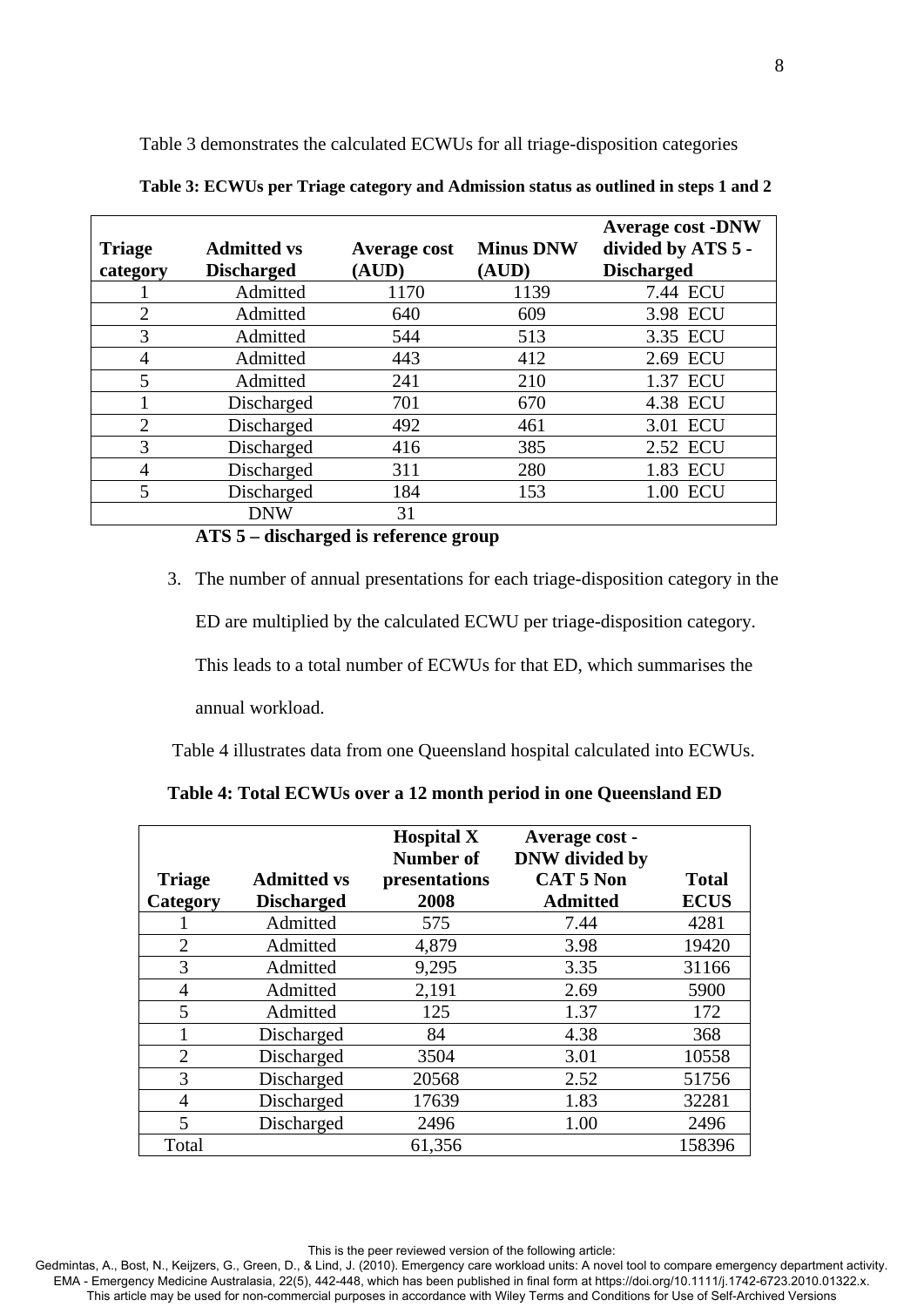Table 3 demonstrates the calculated ECWUs for all triage-disposition categories

**Table 3: ECWUs per Triage category and Admission status as outlined in steps 1 and 2**

| Triage category | Admitted vs Discharged | Average cost (AUD) | Minus DNW (AUD) | Average cost -DNW divided by ATS 5 - Discharged |
|---|---|---|---|---|
| 1 | Admitted | 1170 | 1139 | 7.44 ECU |
| 2 | Admitted | 640 | 609 | 3.98 ECU |
| 3 | Admitted | 544 | 513 | 3.35 ECU |
| 4 | Admitted | 443 | 412 | 2.69 ECU |
| 5 | Admitted | 241 | 210 | 1.37 ECU |
| 1 | Discharged | 701 | 670 | 4.38 ECU |
| 2 | Discharged | 492 | 461 | 3.01 ECU |
| 3 | Discharged | 416 | 385 | 2.52 ECU |
| 4 | Discharged | 311 | 280 | 1.83 ECU |
| 5 | Discharged | 184 | 153 | 1.00 ECU |
| | DNW | 31 | | |

**ATS 5 – discharged is reference group**

3. The number of annual presentations for each triage-disposition category in the ED are multiplied by the calculated ECWU per triage-disposition category. This leads to a total number of ECWUs for that ED, which summarises the annual workload.

Table 4 illustrates data from one Queensland hospital calculated into ECWUs.

**Table 4: Total ECWUs over a 12 month period in one Queensland ED**

| Triage Category | Admitted vs Discharged | Hospital X Number of presentations 2008 | Average cost - DNW divided by CAT 5 Non Admitted | Total ECUS |
|---|---|---|---|---|
| 1 | Admitted | 575 | 7.44 | 4281 |
| 2 | Admitted | 4,879 | 3.98 | 19420 |
| 3 | Admitted | 9,295 | 3.35 | 31166 |
| 4 | Admitted | 2,191 | 2.69 | 5900 |
| 5 | Admitted | 125 | 1.37 | 172 |
| 1 | Discharged | 84 | 4.38 | 368 |
| 2 | Discharged | 3504 | 3.01 | 10558 |
| 3 | Discharged | 20568 | 2.52 | 51756 |
| 4 | Discharged | 17639 | 1.83 | 32281 |
| 5 | Discharged | 2496 | 1.00 | 2496 |
| Total | | 61,356 | | 158396 |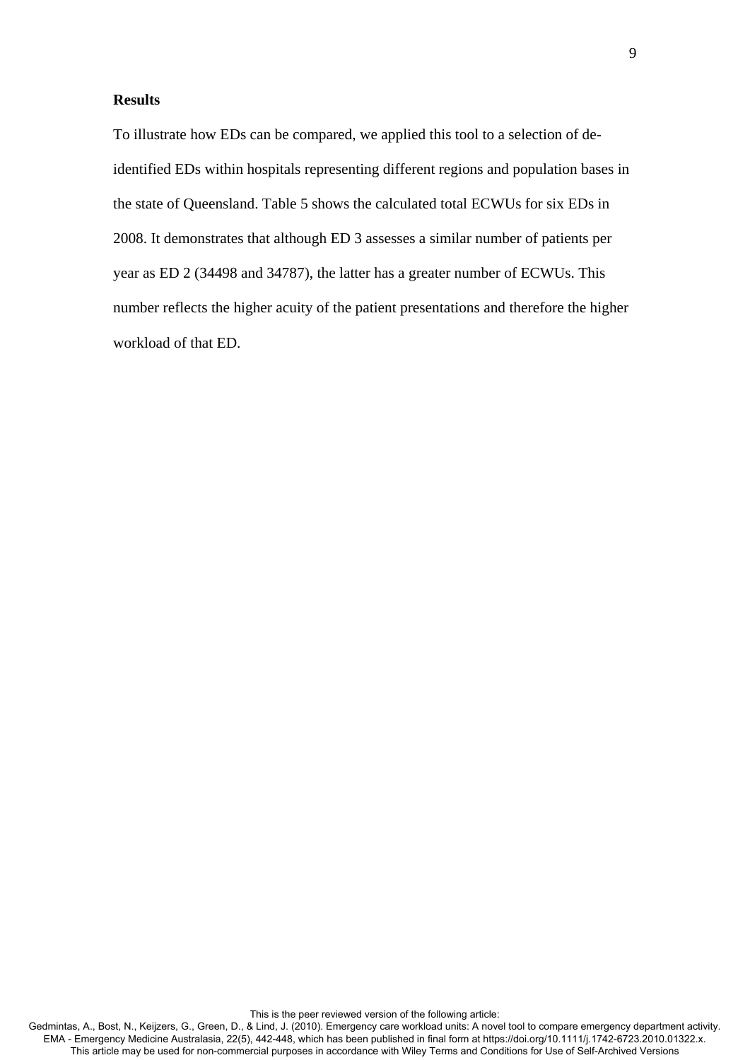**Results**

To illustrate how EDs can be compared, we applied this tool to a selection of de-identified EDs within hospitals representing different regions and population bases in the state of Queensland. Table 5 shows the calculated total ECWUs for six EDs in 2008. It demonstrates that although ED 3 assesses a similar number of patients per year as ED 2 (34498 and 34787), the latter has a greater number of ECWUs. This number reflects the higher acuity of the patient presentations and therefore the higher workload of that ED.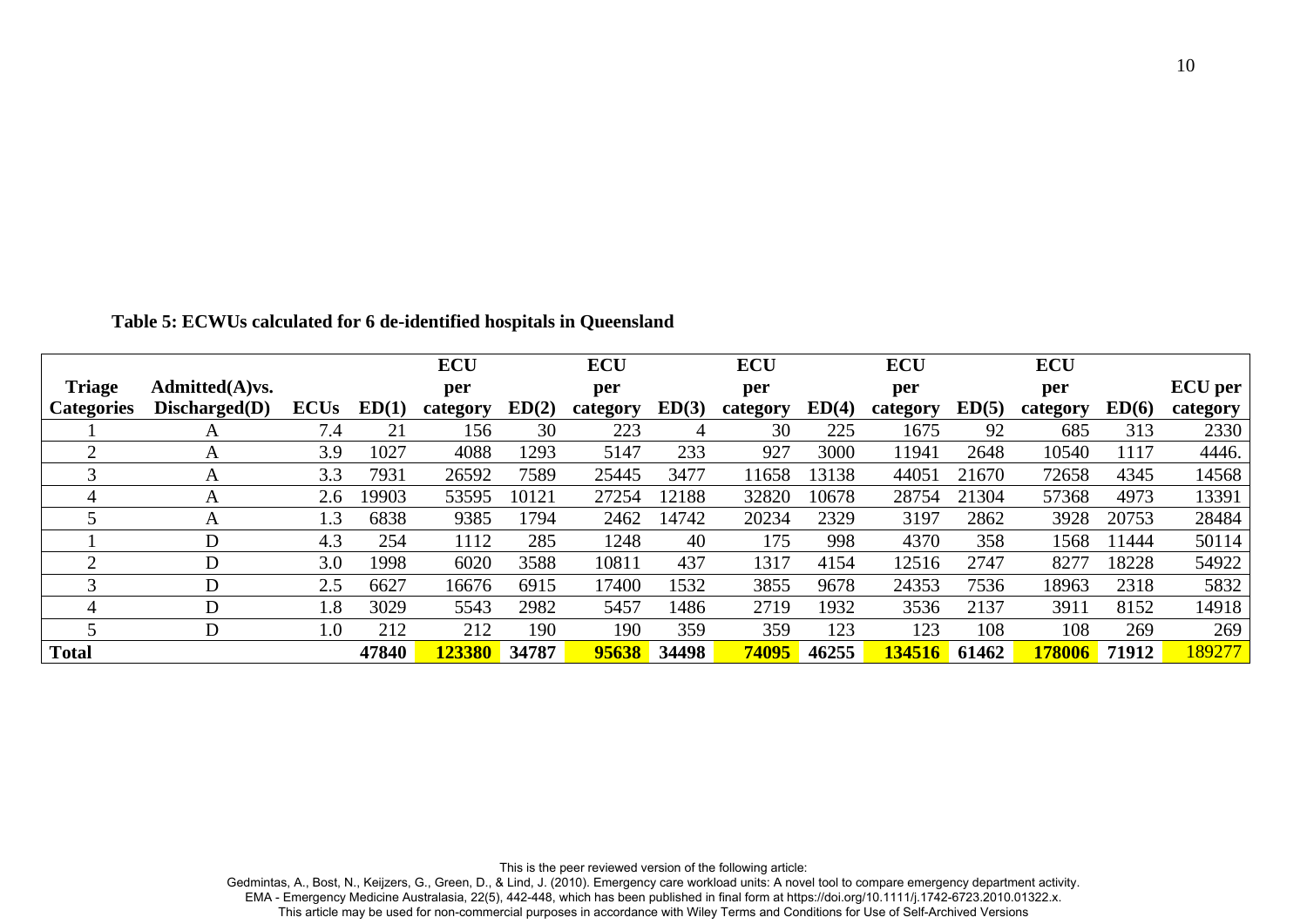**Table 5: ECWUs calculated for 6 de-identified hospitals in Queensland**

| Triage Categories | Admitted(A)vs. Discharged(D) | ECUs | ED(1) | ECU per category | ED(2) | ECU per category | ED(3) | ECU per category | ED(4) | ECU per category | ED(5) | ECU per category | ED(6) | ECU per category |
|---|---|---|---|---|---|---|---|---|---|---|---|---|---|---|
| 1 | A | 7.4 | 21 | 156 | 30 | 223 | 4 | 30 | 225 | 1675 | 92 | 685 | 313 | 2330 |
| 2 | A | 3.9 | 1027 | 4088 | 1293 | 5147 | 233 | 927 | 3000 | 11941 | 2648 | 10540 | 1117 | 4446. |
| 3 | A | 3.3 | 7931 | 26592 | 7589 | 25445 | 3477 | 11658 | 13138 | 44051 | 21670 | 72658 | 4345 | 14568 |
| 4 | A | 2.6 | 19903 | 53595 | 10121 | 27254 | 12188 | 32820 | 10678 | 28754 | 21304 | 57368 | 4973 | 13391 |
| 5 | A | 1.3 | 6838 | 9385 | 1794 | 2462 | 14742 | 20234 | 2329 | 3197 | 2862 | 3928 | 20753 | 28484 |
| 1 | D | 4.3 | 254 | 1112 | 285 | 1248 | 40 | 175 | 998 | 4370 | 358 | 1568 | 11444 | 50114 |
| 2 | D | 3.0 | 1998 | 6020 | 3588 | 10811 | 437 | 1317 | 4154 | 12516 | 2747 | 8277 | 18228 | 54922 |
| 3 | D | 2.5 | 6627 | 16676 | 6915 | 17400 | 1532 | 3855 | 9678 | 24353 | 7536 | 18963 | 2318 | 5832 |
| 4 | D | 1.8 | 3029 | 5543 | 2982 | 5457 | 1486 | 2719 | 1932 | 3536 | 2137 | 3911 | 8152 | 14918 |
| 5 | D | 1.0 | 212 | 212 | 190 | 190 | 359 | 359 | 123 | 123 | 108 | 108 | 269 | 269 |
| **Total** | | | **47840** | **123380** | **34787** | **95638** | **34498** | **74095** | **46255** | **134516** | **61462** | **178006** | **71912** | 189277 |

This is the peer reviewed version of the following article:
Gedmintas, A., Bost, N., Keijzers, G., Green, D., & Lind, J. (2010). Emergency care workload units: A novel tool to compare emergency department activity. EMA - Emergency Medicine Australasia, 22(5), 442-448, which has been published in final form at https://doi.org/10.1111/j.1742-6723.2010.01322.x.
This article may be used for non-commercial purposes in accordance with Wiley Terms and Conditions for Use of Self-Archived Versions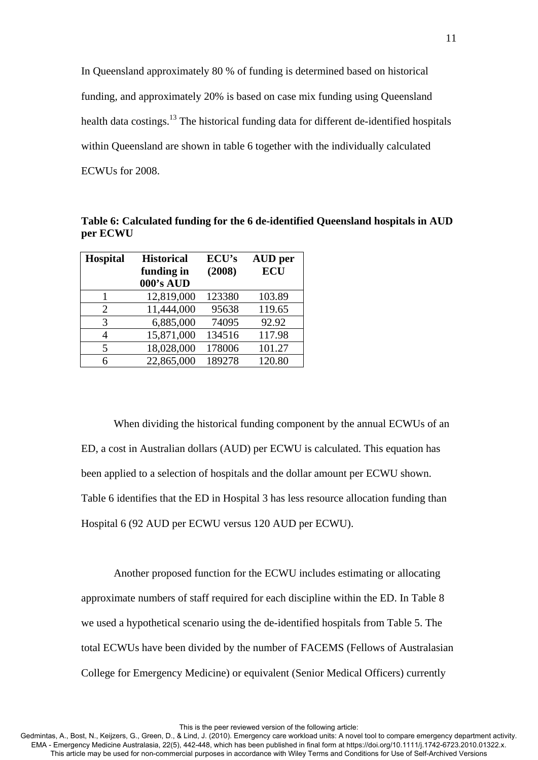In Queensland approximately 80 % of funding is determined based on historical funding, and approximately 20% is based on case mix funding using Queensland health data costings.[13] The historical funding data for different de-identified hospitals within Queensland are shown in table 6 together with the individually calculated ECWUs for 2008.

**Table 6: Calculated funding for the 6 de-identified Queensland hospitals in AUD per ECWU**

| Hospital | Historical funding in 000's AUD | ECU's (2008) | AUD per ECU |
|---|---|---|---|
| 1 | 12,819,000 | 123380 | 103.89 |
| 2 | 11,444,000 | 95638 | 119.65 |
| 3 | 6,885,000 | 74095 | 92.92 |
| 4 | 15,871,000 | 134516 | 117.98 |
| 5 | 18,028,000 | 178006 | 101.27 |
| 6 | 22,865,000 | 189278 | 120.80 |

When dividing the historical funding component by the annual ECWUs of an ED, a cost in Australian dollars (AUD) per ECWU is calculated. This equation has been applied to a selection of hospitals and the dollar amount per ECWU shown. Table 6 identifies that the ED in Hospital 3 has less resource allocation funding than Hospital 6 (92 AUD per ECWU versus 120 AUD per ECWU).

Another proposed function for the ECWU includes estimating or allocating approximate numbers of staff required for each discipline within the ED. In Table 8 we used a hypothetical scenario using the de-identified hospitals from Table 5. The total ECWUs have been divided by the number of FACEMS (Fellows of Australasian College for Emergency Medicine) or equivalent (Senior Medical Officers) currently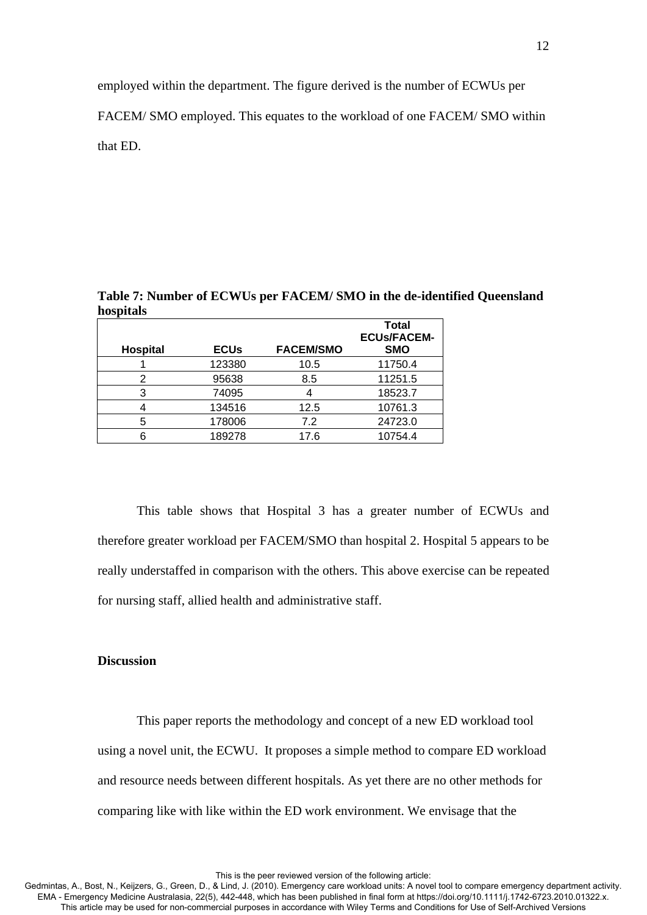employed within the department. The figure derived is the number of ECWUs per FACEM/ SMO employed. This equates to the workload of one FACEM/ SMO within that ED.

**Table 7: Number of ECWUs per FACEM/ SMO in the de-identified Queensland hospitals**

| Hospital | ECUs | FACEM/SMO | Total ECUs/FACEM-SMO |
|---|---|---|---|
| 1 | 123380 | 10.5 | 11750.4 |
| 2 | 95638 | 8.5 | 11251.5 |
| 3 | 74095 | 4 | 18523.7 |
| 4 | 134516 | 12.5 | 10761.3 |
| 5 | 178006 | 7.2 | 24723.0 |
| 6 | 189278 | 17.6 | 10754.4 |

This table shows that Hospital 3 has a greater number of ECWUs and therefore greater workload per FACEM/SMO than hospital 2. Hospital 5 appears to be really understaffed in comparison with the others. This above exercise can be repeated for nursing staff, allied health and administrative staff.

**Discussion**

This paper reports the methodology and concept of a new ED workload tool using a novel unit, the ECWU. It proposes a simple method to compare ED workload and resource needs between different hospitals. As yet there are no other methods for comparing like with like within the ED work environment. We envisage that the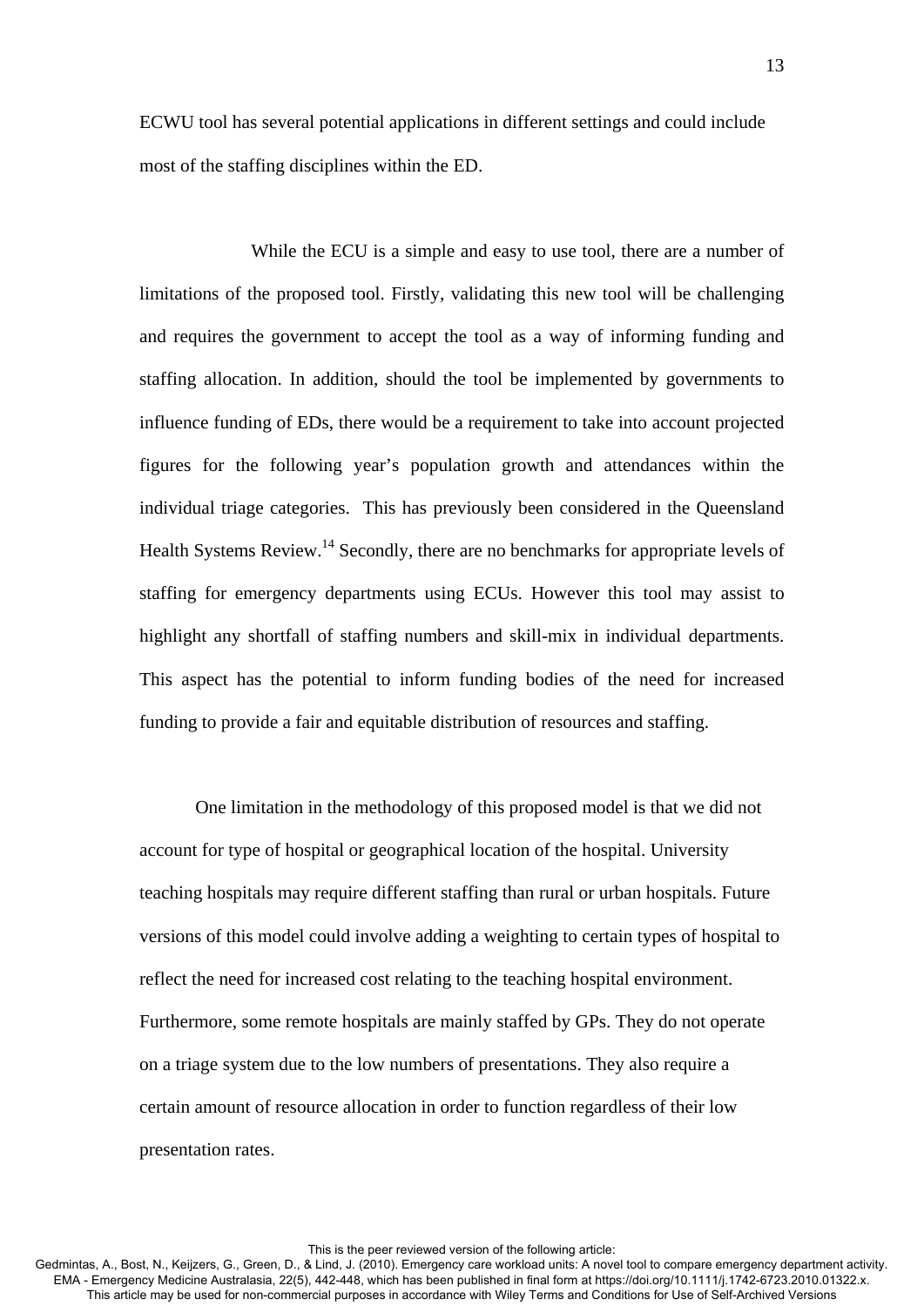ECWU tool has several potential applications in different settings and could include most of the staffing disciplines within the ED.

While the ECU is a simple and easy to use tool, there are a number of limitations of the proposed tool. Firstly, validating this new tool will be challenging and requires the government to accept the tool as a way of informing funding and staffing allocation. In addition, should the tool be implemented by governments to influence funding of EDs, there would be a requirement to take into account projected figures for the following year's population growth and attendances within the individual triage categories. This has previously been considered in the Queensland Health Systems Review.[14] Secondly, there are no benchmarks for appropriate levels of staffing for emergency departments using ECUs. However this tool may assist to highlight any shortfall of staffing numbers and skill-mix in individual departments. This aspect has the potential to inform funding bodies of the need for increased funding to provide a fair and equitable distribution of resources and staffing.

One limitation in the methodology of this proposed model is that we did not account for type of hospital or geographical location of the hospital. University teaching hospitals may require different staffing than rural or urban hospitals. Future versions of this model could involve adding a weighting to certain types of hospital to reflect the need for increased cost relating to the teaching hospital environment. Furthermore, some remote hospitals are mainly staffed by GPs. They do not operate on a triage system due to the low numbers of presentations. They also require a certain amount of resource allocation in order to function regardless of their low presentation rates.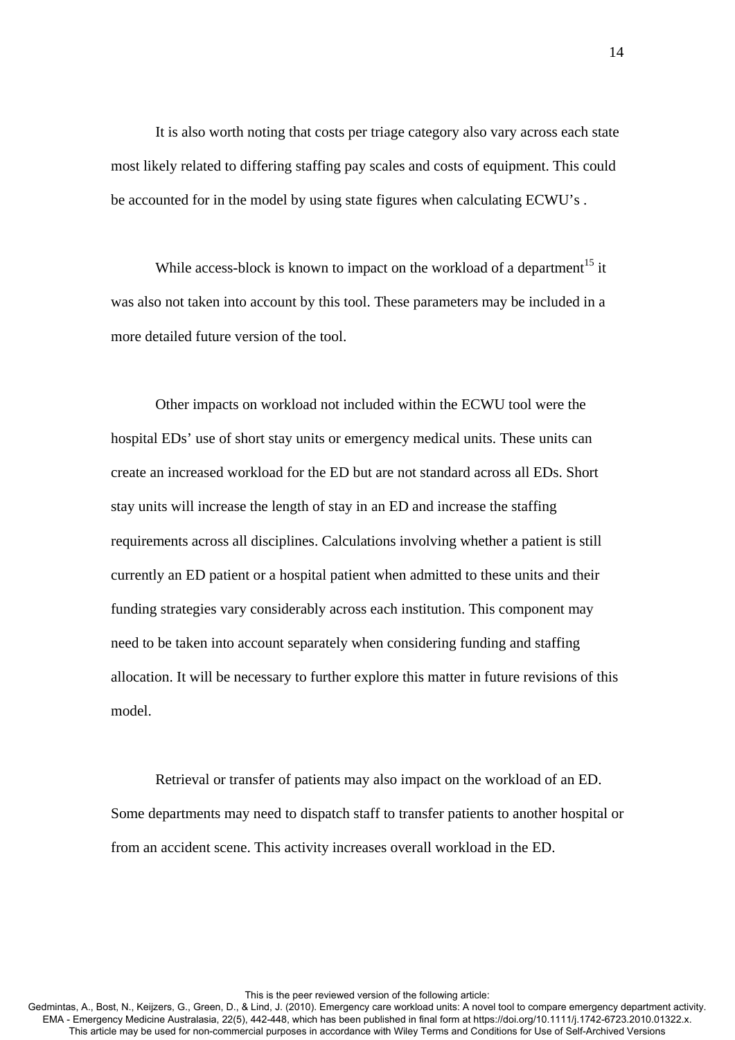It is also worth noting that costs per triage category also vary across each state most likely related to differing staffing pay scales and costs of equipment. This could be accounted for in the model by using state figures when calculating ECWU's .

While access-block is known to impact on the workload of a department[15] it was also not taken into account by this tool. These parameters may be included in a more detailed future version of the tool.

Other impacts on workload not included within the ECWU tool were the hospital EDs' use of short stay units or emergency medical units. These units can create an increased workload for the ED but are not standard across all EDs. Short stay units will increase the length of stay in an ED and increase the staffing requirements across all disciplines. Calculations involving whether a patient is still currently an ED patient or a hospital patient when admitted to these units and their funding strategies vary considerably across each institution. This component may need to be taken into account separately when considering funding and staffing allocation. It will be necessary to further explore this matter in future revisions of this model.

Retrieval or transfer of patients may also impact on the workload of an ED. Some departments may need to dispatch staff to transfer patients to another hospital or from an accident scene. This activity increases overall workload in the ED.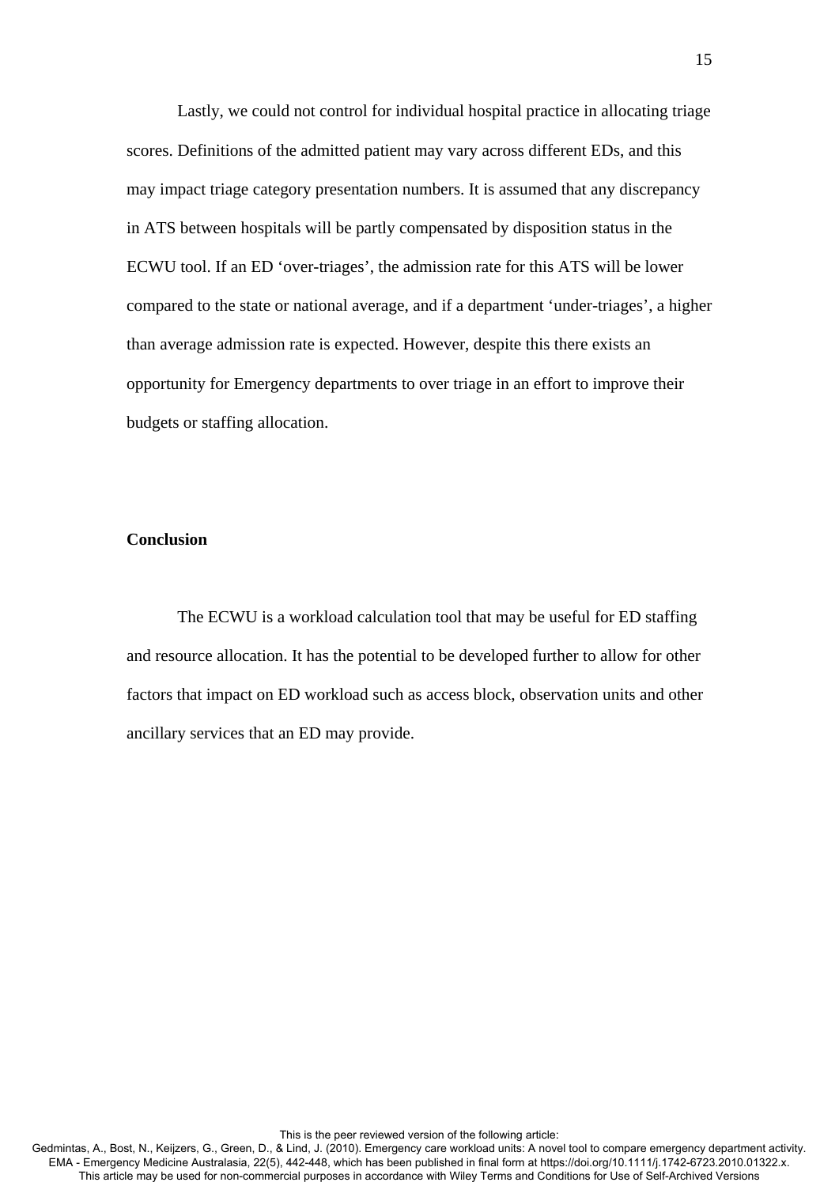Lastly, we could not control for individual hospital practice in allocating triage scores. Definitions of the admitted patient may vary across different EDs, and this may impact triage category presentation numbers. It is assumed that any discrepancy in ATS between hospitals will be partly compensated by disposition status in the ECWU tool. If an ED 'over-triages', the admission rate for this ATS will be lower compared to the state or national average, and if a department 'under-triages', a higher than average admission rate is expected. However, despite this there exists an opportunity for Emergency departments to over triage in an effort to improve their budgets or staffing allocation.

## Conclusion

The ECWU is a workload calculation tool that may be useful for ED staffing and resource allocation. It has the potential to be developed further to allow for other factors that impact on ED workload such as access block, observation units and other ancillary services that an ED may provide.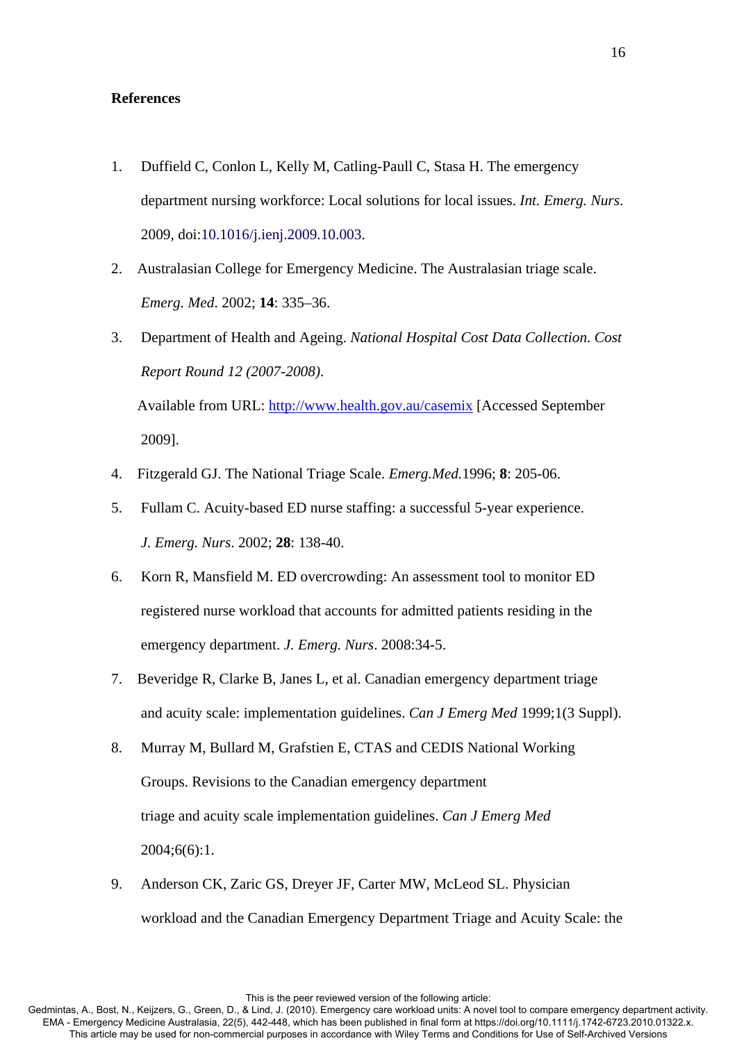# References

1. Duffield C, Conlon L, Kelly M, Catling-Paull C, Stasa H. The emergency department nursing workforce: Local solutions for local issues. *Int. Emerg. Nurs*. 2009, doi:10.1016/j.ienj.2009.10.003.
2. Australasian College for Emergency Medicine. The Australasian triage scale. *Emerg. Med*. 2002; **14**: 335–36.
3. Department of Health and Ageing. *National Hospital Cost Data Collection. Cost Report Round 12 (2007-2008)*. Available from URL: http://www.health.gov.au/casemix [Accessed September 2009].
4. Fitzgerald GJ. The National Triage Scale. *Emerg.Med.*1996; **8**: 205-06.
5. Fullam C. Acuity-based ED nurse staffing: a successful 5-year experience. *J. Emerg. Nurs*. 2002; **28**: 138-40.
6. Korn R, Mansfield M. ED overcrowding: An assessment tool to monitor ED registered nurse workload that accounts for admitted patients residing in the emergency department. *J. Emerg. Nurs*. 2008:34-5.
7. Beveridge R, Clarke B, Janes L, et al. Canadian emergency department triage and acuity scale: implementation guidelines. *Can J Emerg Med* 1999;1(3 Suppl).
8. Murray M, Bullard M, Grafstien E, CTAS and CEDIS National Working Groups. Revisions to the Canadian emergency department triage and acuity scale implementation guidelines. *Can J Emerg Med* 2004;6(6):1.
9. Anderson CK, Zaric GS, Dreyer JF, Carter MW, McLeod SL. Physician workload and the Canadian Emergency Department Triage and Acuity Scale: the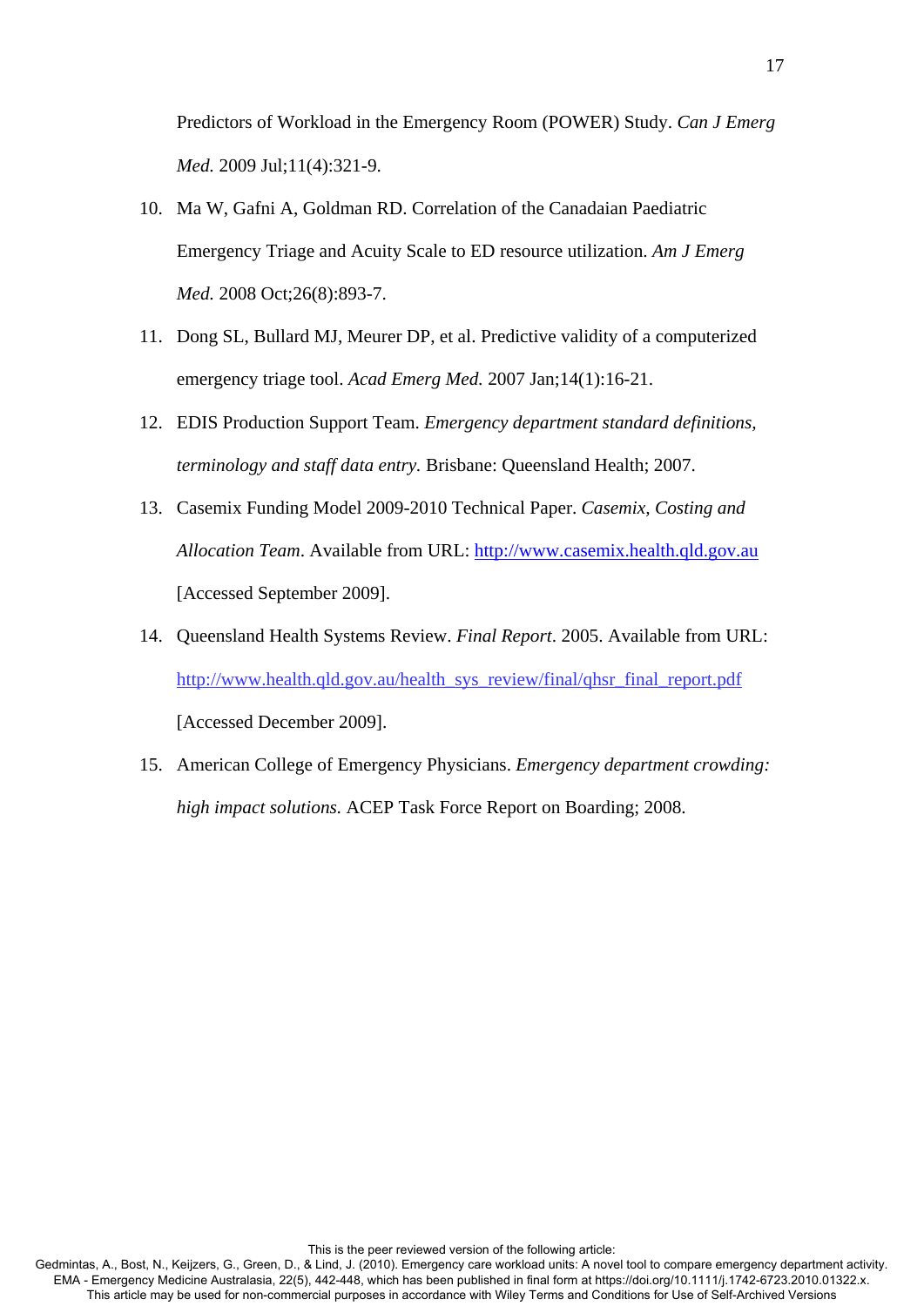Predictors of Workload in the Emergency Room (POWER) Study. *Can J Emerg Med.* 2009 Jul;11(4):321-9.

10. Ma W, Gafni A, Goldman RD. Correlation of the Canadaian Paediatric Emergency Triage and Acuity Scale to ED resource utilization. *Am J Emerg Med.* 2008 Oct;26(8):893-7.
11. Dong SL, Bullard MJ, Meurer DP, et al. Predictive validity of a computerized emergency triage tool. *Acad Emerg Med.* 2007 Jan;14(1):16-21.
12. EDIS Production Support Team. *Emergency department standard definitions, terminology and staff data entry.* Brisbane: Queensland Health; 2007.
13. Casemix Funding Model 2009-2010 Technical Paper. *Casemix, Costing and Allocation Team*. Available from URL: http://www.casemix.health.qld.gov.au [Accessed September 2009].
14. Queensland Health Systems Review. *Final Report*. 2005. Available from URL: http://www.health.qld.gov.au/health_sys_review/final/qhsr_final_report.pdf [Accessed December 2009].
15. American College of Emergency Physicians. *Emergency department crowding: high impact solutions.* ACEP Task Force Report on Boarding; 2008.

This is the peer reviewed version of the following article:
Gedmintas, A., Bost, N., Keijzers, G., Green, D., & Lind, J. (2010). Emergency care workload units: A novel tool to compare emergency department activity. EMA - Emergency Medicine Australasia, 22(5), 442-448, which has been published in final form at https://doi.org/10.1111/j.1742-6723.2010.01322.x.
This article may be used for non-commercial purposes in accordance with Wiley Terms and Conditions for Use of Self-Archived Versions